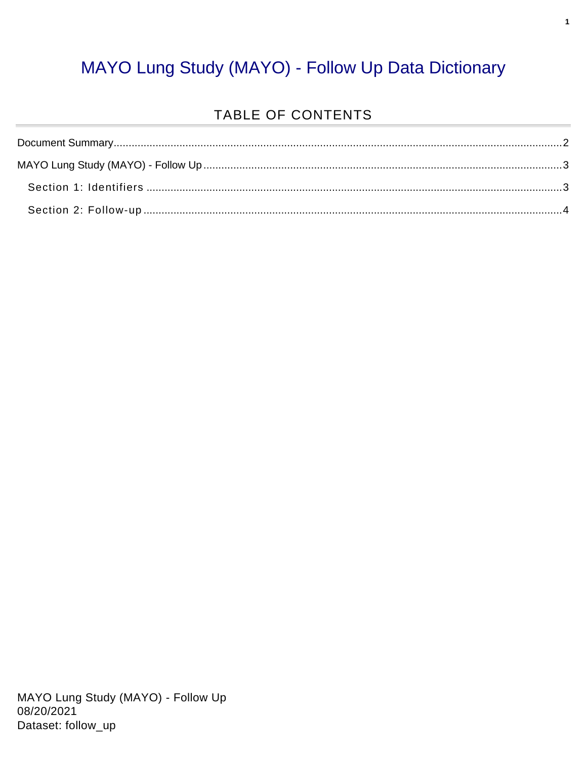# MAYO Lung Study (MAYO) - Follow Up Data Dictionary

## TABLE OF CONTENTS

Document Summary....................................................................................................................................2

MAYO Lung Study (MAYO) - Follow Up.......................................................................................................3

  Section 1: Identifiers .................................................................................................................................3

  Section 2: Follow-up..................................................................................................................................4

MAYO Lung Study (MAYO) - Follow Up
08/20/2021
Dataset: follow_up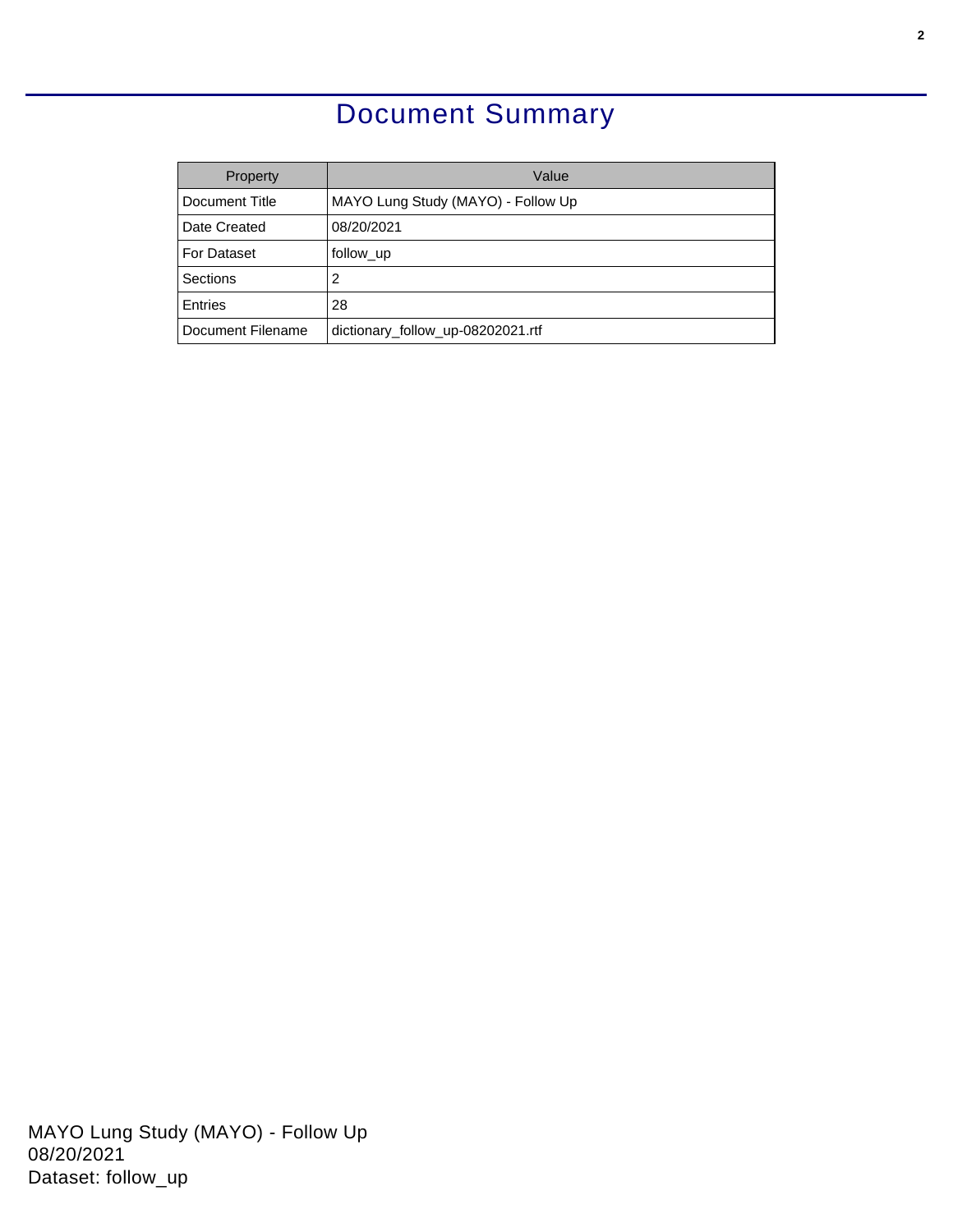# Document Summary

| Property | Value |
| --- | --- |
| Document Title | MAYO Lung Study (MAYO) - Follow Up |
| Date Created | 08/20/2021 |
| For Dataset | follow_up |
| Sections | 2 |
| Entries | 28 |
| Document Filename | dictionary_follow_up-08202021.rtf |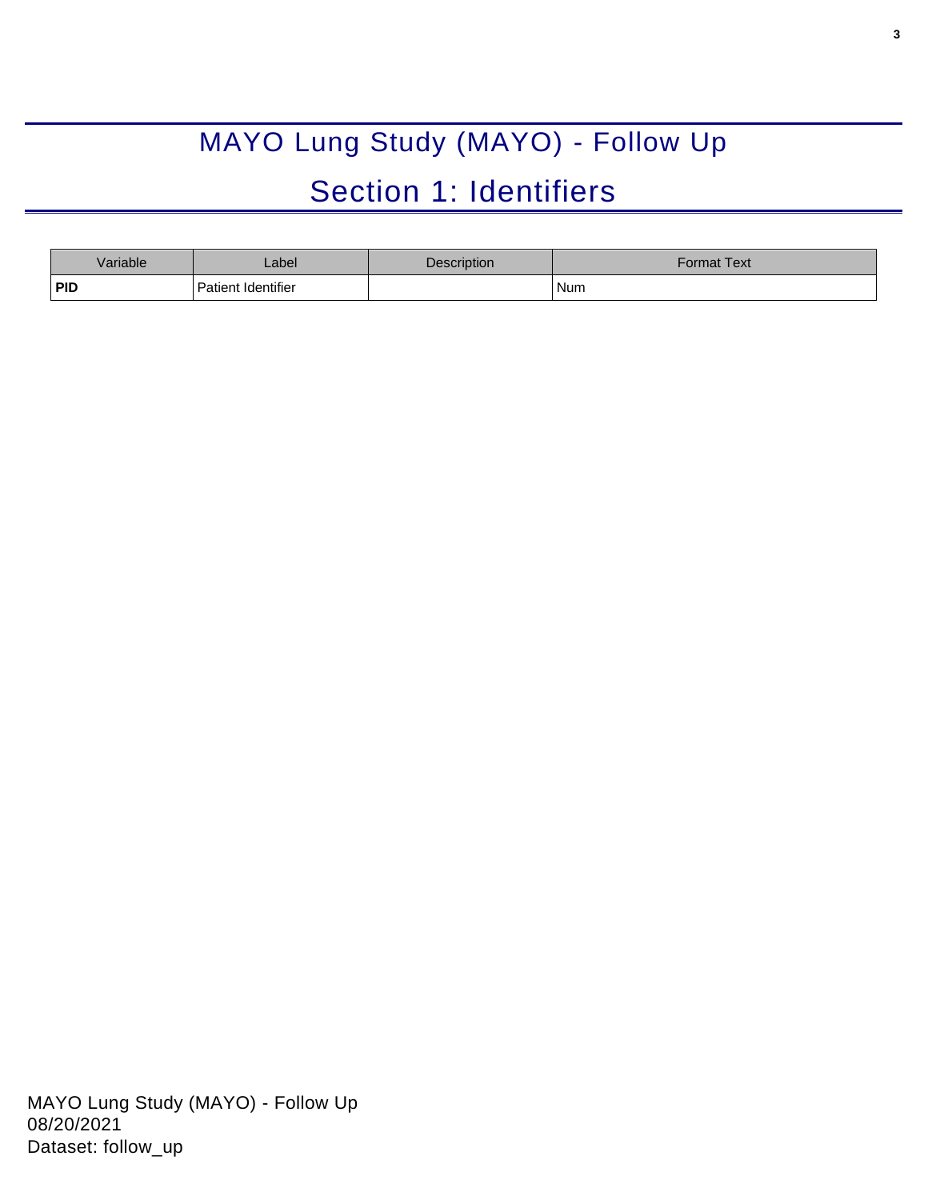# MAYO Lung Study (MAYO) - Follow Up

## Section 1: Identifiers

| Variable | Label | Description | Format Text |
| --- | --- | --- | --- |
| **PID** | Patient Identifier | | Num |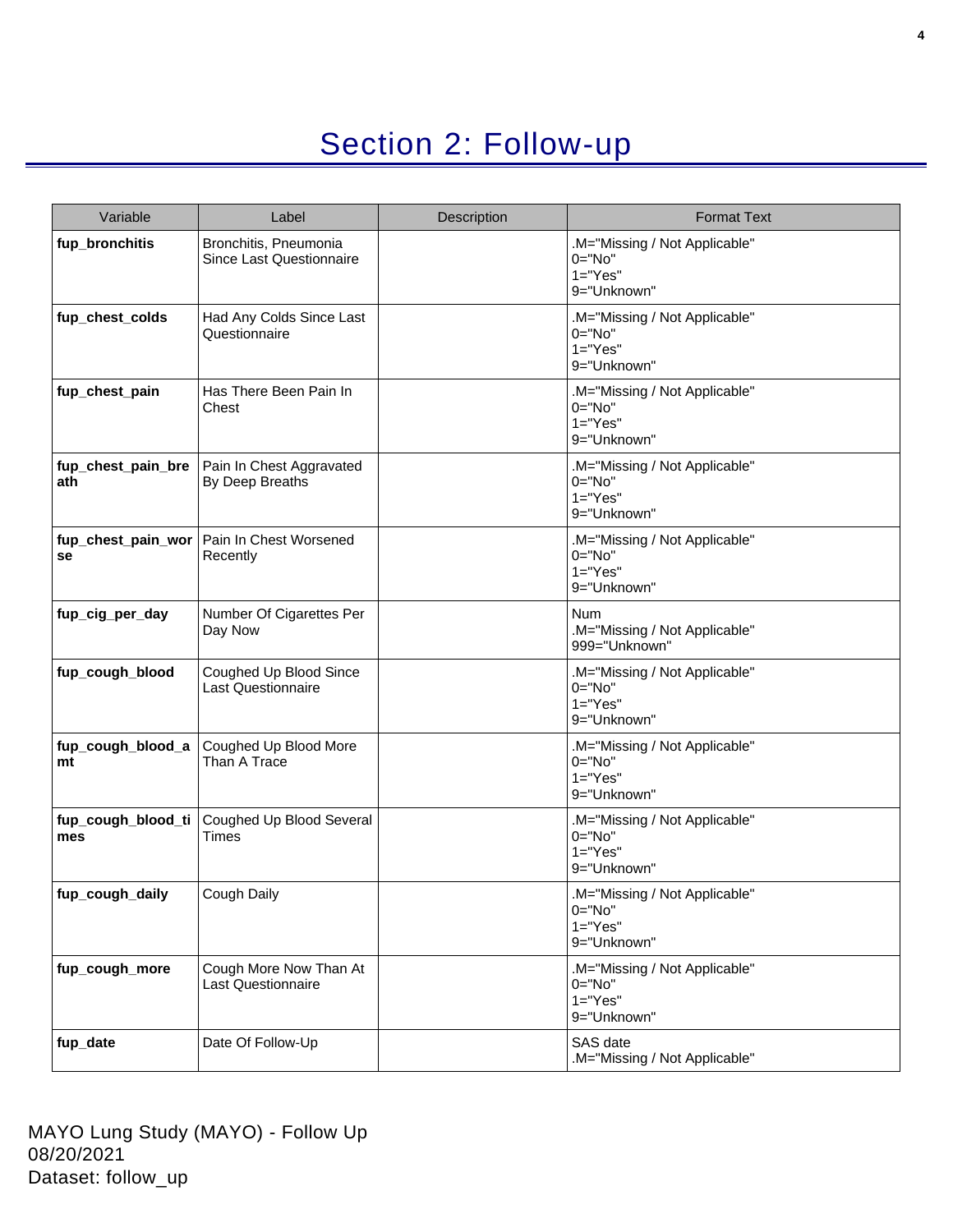# Section 2: Follow-up

| Variable | Label | Description | Format Text |
|---|---|---|---|
| **fup_bronchitis** | Bronchitis, Pneumonia Since Last Questionnaire | | .M="Missing / Not Applicable"<br>0="No"<br>1="Yes"<br>9="Unknown" |
| **fup_chest_colds** | Had Any Colds Since Last Questionnaire | | .M="Missing / Not Applicable"<br>0="No"<br>1="Yes"<br>9="Unknown" |
| **fup_chest_pain** | Has There Been Pain In Chest | | .M="Missing / Not Applicable"<br>0="No"<br>1="Yes"<br>9="Unknown" |
| **fup_chest_pain_breath** | Pain In Chest Aggravated By Deep Breaths | | .M="Missing / Not Applicable"<br>0="No"<br>1="Yes"<br>9="Unknown" |
| **fup_chest_pain_worse** | Pain In Chest Worsened Recently | | .M="Missing / Not Applicable"<br>0="No"<br>1="Yes"<br>9="Unknown" |
| **fup_cig_per_day** | Number Of Cigarettes Per Day Now | | Num<br>.M="Missing / Not Applicable"<br>999="Unknown" |
| **fup_cough_blood** | Coughed Up Blood Since Last Questionnaire | | .M="Missing / Not Applicable"<br>0="No"<br>1="Yes"<br>9="Unknown" |
| **fup_cough_blood_amt** | Coughed Up Blood More Than A Trace | | .M="Missing / Not Applicable"<br>0="No"<br>1="Yes"<br>9="Unknown" |
| **fup_cough_blood_times** | Coughed Up Blood Several Times | | .M="Missing / Not Applicable"<br>0="No"<br>1="Yes"<br>9="Unknown" |
| **fup_cough_daily** | Cough Daily | | .M="Missing / Not Applicable"<br>0="No"<br>1="Yes"<br>9="Unknown" |
| **fup_cough_more** | Cough More Now Than At Last Questionnaire | | .M="Missing / Not Applicable"<br>0="No"<br>1="Yes"<br>9="Unknown" |
| **fup_date** | Date Of Follow-Up | | SAS date<br>.M="Missing / Not Applicable" |

MAYO Lung Study (MAYO) - Follow Up
08/20/2021
Dataset: follow_up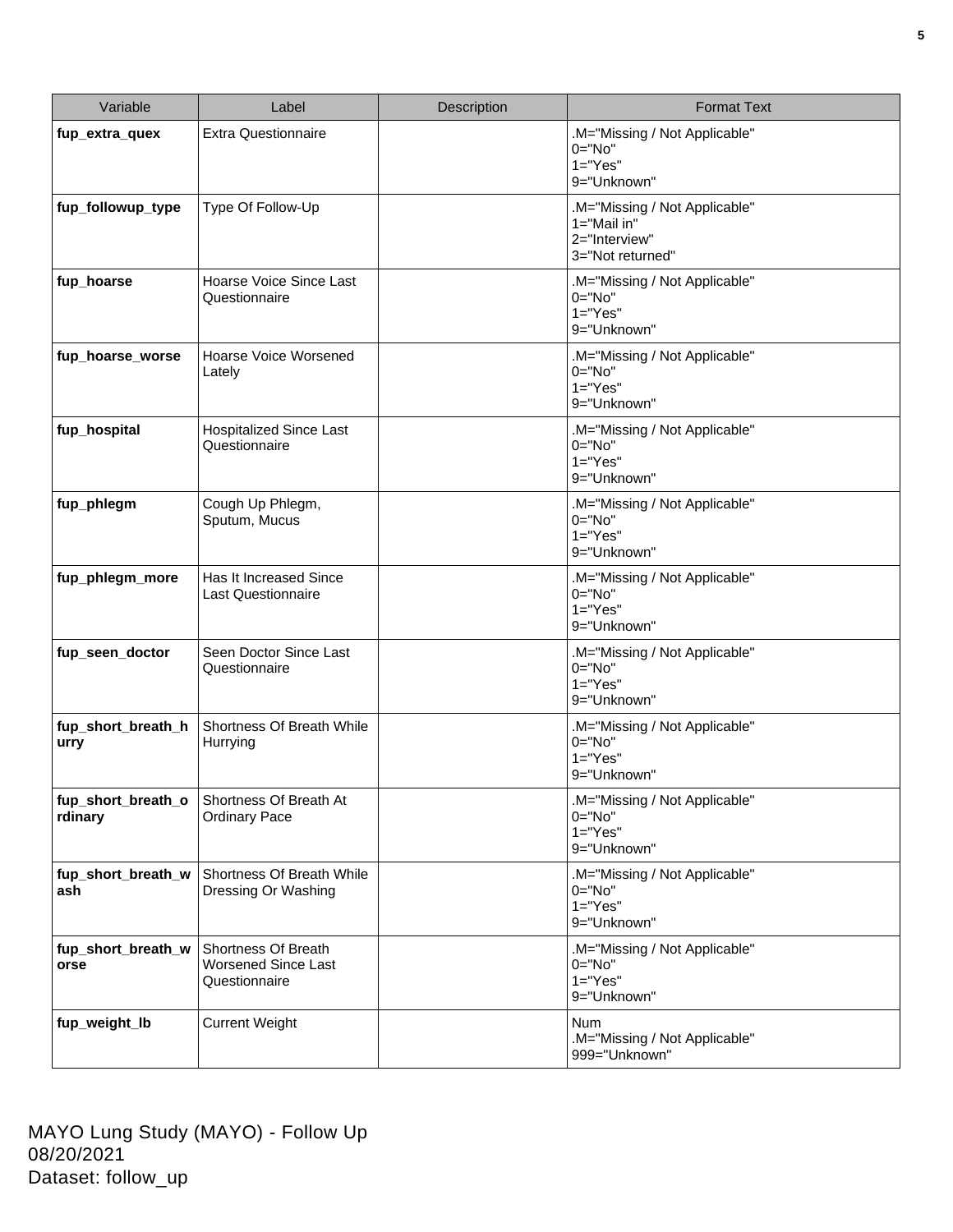| Variable | Label | Description | Format Text |
| --- | --- | --- | --- |
| **fup_extra_quex** | Extra Questionnaire | | .M="Missing / Not Applicable"<br>0="No"<br>1="Yes"<br>9="Unknown" |
| **fup_followup_type** | Type Of Follow-Up | | .M="Missing / Not Applicable"<br>1="Mail in"<br>2="Interview"<br>3="Not returned" |
| **fup_hoarse** | Hoarse Voice Since Last Questionnaire | | .M="Missing / Not Applicable"<br>0="No"<br>1="Yes"<br>9="Unknown" |
| **fup_hoarse_worse** | Hoarse Voice Worsened Lately | | .M="Missing / Not Applicable"<br>0="No"<br>1="Yes"<br>9="Unknown" |
| **fup_hospital** | Hospitalized Since Last Questionnaire | | .M="Missing / Not Applicable"<br>0="No"<br>1="Yes"<br>9="Unknown" |
| **fup_phlegm** | Cough Up Phlegm, Sputum, Mucus | | .M="Missing / Not Applicable"<br>0="No"<br>1="Yes"<br>9="Unknown" |
| **fup_phlegm_more** | Has It Increased Since Last Questionnaire | | .M="Missing / Not Applicable"<br>0="No"<br>1="Yes"<br>9="Unknown" |
| **fup_seen_doctor** | Seen Doctor Since Last Questionnaire | | .M="Missing / Not Applicable"<br>0="No"<br>1="Yes"<br>9="Unknown" |
| **fup_short_breath_hurry** | Shortness Of Breath While Hurrying | | .M="Missing / Not Applicable"<br>0="No"<br>1="Yes"<br>9="Unknown" |
| **fup_short_breath_ordinary** | Shortness Of Breath At Ordinary Pace | | .M="Missing / Not Applicable"<br>0="No"<br>1="Yes"<br>9="Unknown" |
| **fup_short_breath_wash** | Shortness Of Breath While Dressing Or Washing | | .M="Missing / Not Applicable"<br>0="No"<br>1="Yes"<br>9="Unknown" |
| **fup_short_breath_worse** | Shortness Of Breath Worsened Since Last Questionnaire | | .M="Missing / Not Applicable"<br>0="No"<br>1="Yes"<br>9="Unknown" |
| **fup_weight_lb** | Current Weight | | Num<br>.M="Missing / Not Applicable"<br>999="Unknown" |

MAYO Lung Study (MAYO) - Follow Up
08/20/2021
Dataset: follow_up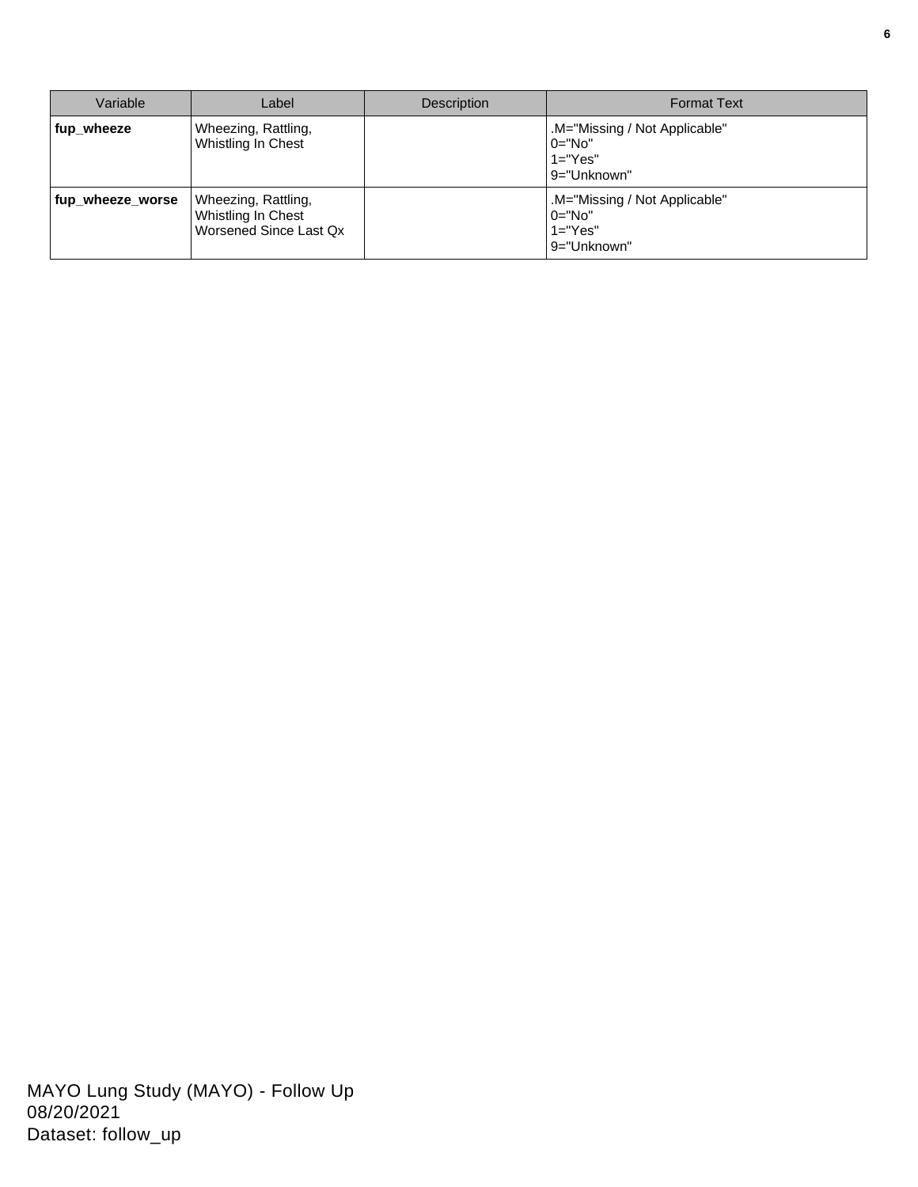| Variable | Label | Description | Format Text |
| --- | --- | --- | --- |
| **fup_wheeze** | Wheezing, Rattling, Whistling In Chest | | .M="Missing / Not Applicable"<br>0="No"<br>1="Yes"<br>9="Unknown" |
| **fup_wheeze_worse** | Wheezing, Rattling, Whistling In Chest Worsened Since Last Qx | | .M="Missing / Not Applicable"<br>0="No"<br>1="Yes"<br>9="Unknown" |